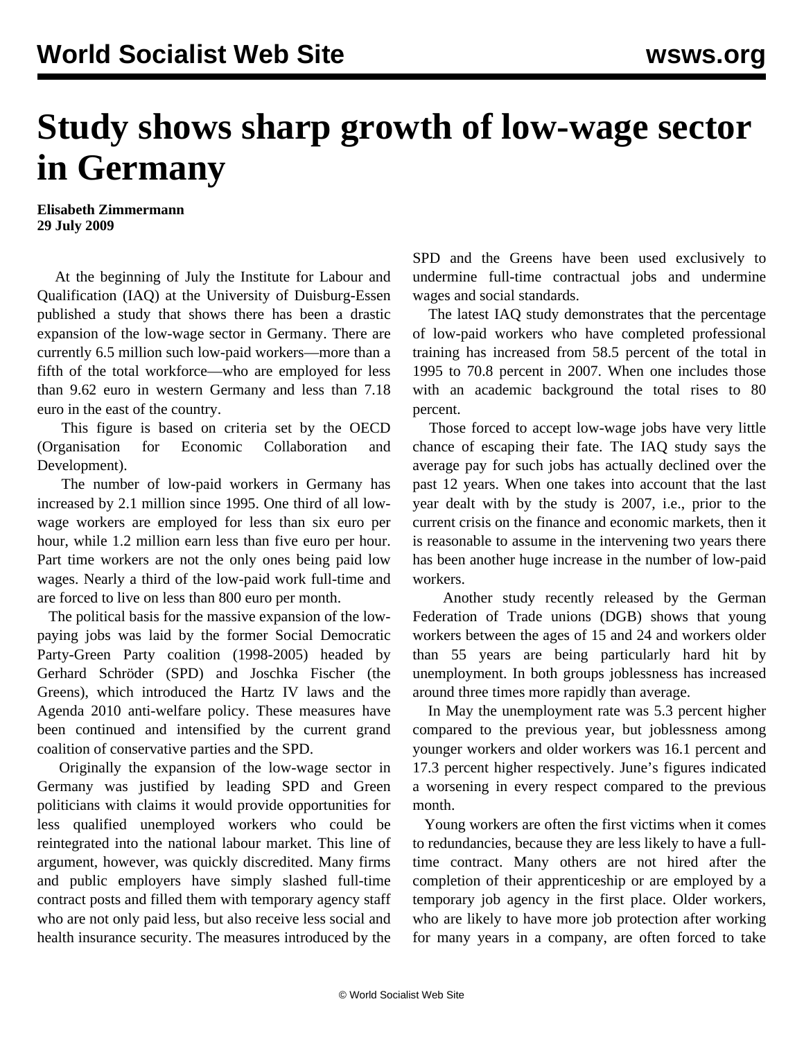# Study shows sharp growth of low-wage sector in Germany

**Elisabeth Zimmermann**
**29 July 2009**

At the beginning of July the Institute for Labour and Qualification (IAQ) at the University of Duisburg-Essen published a study that shows there has been a drastic expansion of the low-wage sector in Germany. There are currently 6.5 million such low-paid workers—more than a fifth of the total workforce—who are employed for less than 9.62 euro in western Germany and less than 7.18 euro in the east of the country.

This figure is based on criteria set by the OECD (Organisation for Economic Collaboration and Development).

The number of low-paid workers in Germany has increased by 2.1 million since 1995. One third of all low-wage workers are employed for less than six euro per hour, while 1.2 million earn less than five euro per hour. Part time workers are not the only ones being paid low wages. Nearly a third of the low-paid work full-time and are forced to live on less than 800 euro per month.

The political basis for the massive expansion of the low-paying jobs was laid by the former Social Democratic Party-Green Party coalition (1998-2005) headed by Gerhard Schröder (SPD) and Joschka Fischer (the Greens), which introduced the Hartz IV laws and the Agenda 2010 anti-welfare policy. These measures have been continued and intensified by the current grand coalition of conservative parties and the SPD.

Originally the expansion of the low-wage sector in Germany was justified by leading SPD and Green politicians with claims it would provide opportunities for less qualified unemployed workers who could be reintegrated into the national labour market. This line of argument, however, was quickly discredited. Many firms and public employers have simply slashed full-time contract posts and filled them with temporary agency staff who are not only paid less, but also receive less social and health insurance security. The measures introduced by the SPD and the Greens have been used exclusively to undermine full-time contractual jobs and undermine wages and social standards.

The latest IAQ study demonstrates that the percentage of low-paid workers who have completed professional training has increased from 58.5 percent of the total in 1995 to 70.8 percent in 2007. When one includes those with an academic background the total rises to 80 percent.

Those forced to accept low-wage jobs have very little chance of escaping their fate. The IAQ study says the average pay for such jobs has actually declined over the past 12 years. When one takes into account that the last year dealt with by the study is 2007, i.e., prior to the current crisis on the finance and economic markets, then it is reasonable to assume in the intervening two years there has been another huge increase in the number of low-paid workers.

Another study recently released by the German Federation of Trade unions (DGB) shows that young workers between the ages of 15 and 24 and workers older than 55 years are being particularly hard hit by unemployment. In both groups joblessness has increased around three times more rapidly than average.

In May the unemployment rate was 5.3 percent higher compared to the previous year, but joblessness among younger workers and older workers was 16.1 percent and 17.3 percent higher respectively. June's figures indicated a worsening in every respect compared to the previous month.

Young workers are often the first victims when it comes to redundancies, because they are less likely to have a full-time contract. Many others are not hired after the completion of their apprenticeship or are employed by a temporary job agency in the first place. Older workers, who are likely to have more job protection after working for many years in a company, are often forced to take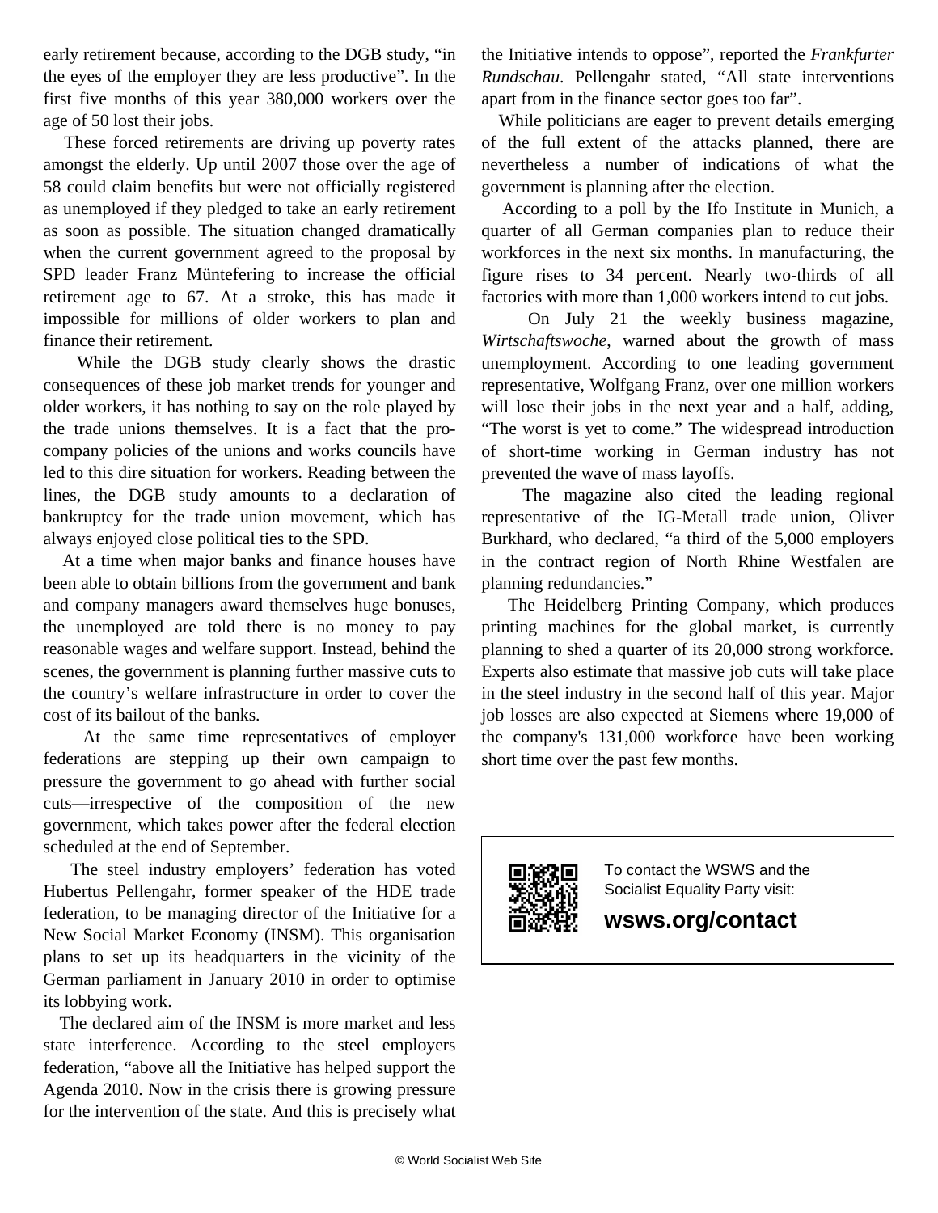early retirement because, according to the DGB study, "in the eyes of the employer they are less productive". In the first five months of this year 380,000 workers over the age of 50 lost their jobs.

These forced retirements are driving up poverty rates amongst the elderly. Up until 2007 those over the age of 58 could claim benefits but were not officially registered as unemployed if they pledged to take an early retirement as soon as possible. The situation changed dramatically when the current government agreed to the proposal by SPD leader Franz Müntefering to increase the official retirement age to 67. At a stroke, this has made it impossible for millions of older workers to plan and finance their retirement.

While the DGB study clearly shows the drastic consequences of these job market trends for younger and older workers, it has nothing to say on the role played by the trade unions themselves. It is a fact that the pro-company policies of the unions and works councils have led to this dire situation for workers. Reading between the lines, the DGB study amounts to a declaration of bankruptcy for the trade union movement, which has always enjoyed close political ties to the SPD.

At a time when major banks and finance houses have been able to obtain billions from the government and bank and company managers award themselves huge bonuses, the unemployed are told there is no money to pay reasonable wages and welfare support. Instead, behind the scenes, the government is planning further massive cuts to the country's welfare infrastructure in order to cover the cost of its bailout of the banks.

At the same time representatives of employer federations are stepping up their own campaign to pressure the government to go ahead with further social cuts—irrespective of the composition of the new government, which takes power after the federal election scheduled at the end of September.

The steel industry employers' federation has voted Hubertus Pellengahr, former speaker of the HDE trade federation, to be managing director of the Initiative for a New Social Market Economy (INSM). This organisation plans to set up its headquarters in the vicinity of the German parliament in January 2010 in order to optimise its lobbying work.

The declared aim of the INSM is more market and less state interference. According to the steel employers federation, "above all the Initiative has helped support the Agenda 2010. Now in the crisis there is growing pressure for the intervention of the state. And this is precisely what the Initiative intends to oppose", reported the *Frankfurter Rundschau*. Pellengahr stated, "All state interventions apart from in the finance sector goes too far".

While politicians are eager to prevent details emerging of the full extent of the attacks planned, there are nevertheless a number of indications of what the government is planning after the election.

According to a poll by the Ifo Institute in Munich, a quarter of all German companies plan to reduce their workforces in the next six months. In manufacturing, the figure rises to 34 percent. Nearly two-thirds of all factories with more than 1,000 workers intend to cut jobs.

On July 21 the weekly business magazine, *Wirtschaftswoche*, warned about the growth of mass unemployment. According to one leading government representative, Wolfgang Franz, over one million workers will lose their jobs in the next year and a half, adding, "The worst is yet to come." The widespread introduction of short-time working in German industry has not prevented the wave of mass layoffs.

The magazine also cited the leading regional representative of the IG-Metall trade union, Oliver Burkhard, who declared, "a third of the 5,000 employers in the contract region of North Rhine Westfalen are planning redundancies."

The Heidelberg Printing Company, which produces printing machines for the global market, is currently planning to shed a quarter of its 20,000 strong workforce. Experts also estimate that massive job cuts will take place in the steel industry in the second half of this year. Major job losses are also expected at Siemens where 19,000 of the company's 131,000 workforce have been working short time over the past few months.

To contact the WSWS and the Socialist Equality Party visit:

**wsws.org/contact**